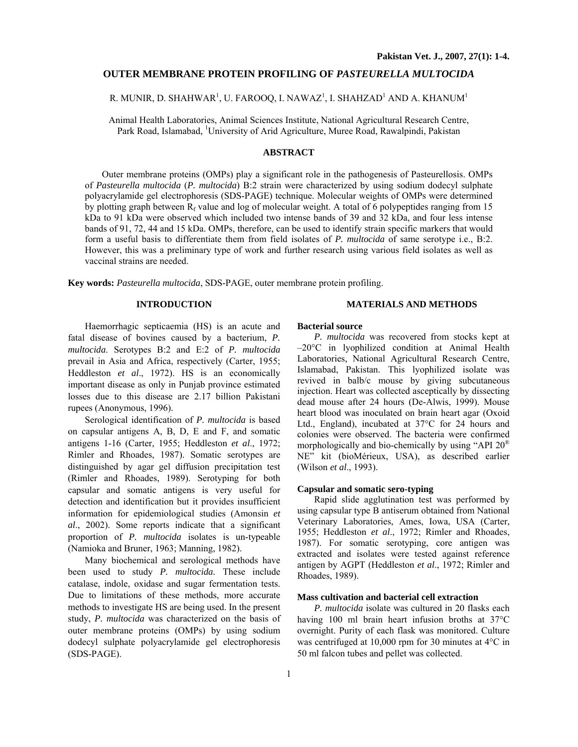# OUTER MEMBRANE PROTEIN PROFILING OF *PASTEURELLA MULTOCIDA*

R. MUNIR, D. SHAHWAR[1], U. FAROOQ, I. NAWAZ[1], I. SHAHZAD[1] AND A. KHANUM[1]

Animal Health Laboratories, Animal Sciences Institute, National Agricultural Research Centre, Park Road, Islamabad, [1]University of Arid Agriculture, Muree Road, Rawalpindi, Pakistan

## ABSTRACT

Outer membrane proteins (OMPs) play a significant role in the pathogenesis of Pasteurellosis. OMPs of *Pasteurella multocida* (*P. multocida*) B:2 strain were characterized by using sodium dodecyl sulphate polyacrylamide gel electrophoresis (SDS-PAGE) technique. Molecular weights of OMPs were determined by plotting graph between $R_f$ value and log of molecular weight. A total of 6 polypeptides ranging from 15 kDa to 91 kDa were observed which included two intense bands of 39 and 32 kDa, and four less intense bands of 91, 72, 44 and 15 kDa. OMPs, therefore, can be used to identify strain specific markers that would form a useful basis to differentiate them from field isolates of *P. multocida* of same serotype i.e., B:2. However, this was a preliminary type of work and further research using various field isolates as well as vaccinal strains are needed.

**Key words:** *Pasteurella multocida*, SDS-PAGE, outer membrane protein profiling.

## INTRODUCTION

Haemorrhagic septicaemia (HS) is an acute and fatal disease of bovines caused by a bacterium, *P. multocida*. Serotypes B:2 and E:2 of *P. multocida* prevail in Asia and Africa, respectively (Carter, 1955; Heddleston *et al*., 1972). HS is an economically important disease as only in Punjab province estimated losses due to this disease are 2.17 billion Pakistani rupees (Anonymous, 1996).

Serological identification of *P. multocida* is based on capsular antigens A, B, D, E and F, and somatic antigens 1-16 (Carter, 1955; Heddleston *et al*., 1972; Rimler and Rhoades, 1987). Somatic serotypes are distinguished by agar gel diffusion precipitation test (Rimler and Rhoades, 1989). Serotyping for both capsular and somatic antigens is very useful for detection and identification but it provides insufficient information for epidemiological studies (Amonsin *et al*., 2002). Some reports indicate that a significant proportion of *P. multocida* isolates is un-typeable (Namioka and Bruner, 1963; Manning, 1982).

Many biochemical and serological methods have been used to study *P. multocida*. These include catalase, indole, oxidase and sugar fermentation tests. Due to limitations of these methods, more accurate methods to investigate HS are being used. In the present study, *P. multocida* was characterized on the basis of outer membrane proteins (OMPs) by using sodium dodecyl sulphate polyacrylamide gel electrophoresis (SDS-PAGE).

## MATERIALS AND METHODS

### Bacterial source

*P. multocida* was recovered from stocks kept at –20°C in lyophilized condition at Animal Health Laboratories, National Agricultural Research Centre, Islamabad, Pakistan. This lyophilized isolate was revived in balb/c mouse by giving subcutaneous injection. Heart was collected asceptically by dissecting dead mouse after 24 hours (De-Alwis, 1999). Mouse heart blood was inoculated on brain heart agar (Oxoid Ltd., England), incubated at 37°C for 24 hours and colonies were observed. The bacteria were confirmed morphologically and bio-chemically by using "API 20® NE" kit (bioMérieux, USA), as described earlier (Wilson *et al*., 1993).

### Capsular and somatic sero-typing

Rapid slide agglutination test was performed by using capsular type B antiserum obtained from National Veterinary Laboratories, Ames, Iowa, USA (Carter, 1955; Heddleston *et al*., 1972; Rimler and Rhoades, 1987). For somatic serotyping, core antigen was extracted and isolates were tested against reference antigen by AGPT (Heddleston *et al*., 1972; Rimler and Rhoades, 1989).

### Mass cultivation and bacterial cell extraction

*P. multocida* isolate was cultured in 20 flasks each having 100 ml brain heart infusion broths at 37°C overnight. Purity of each flask was monitored. Culture was centrifuged at 10,000 rpm for 30 minutes at 4°C in 50 ml falcon tubes and pellet was collected.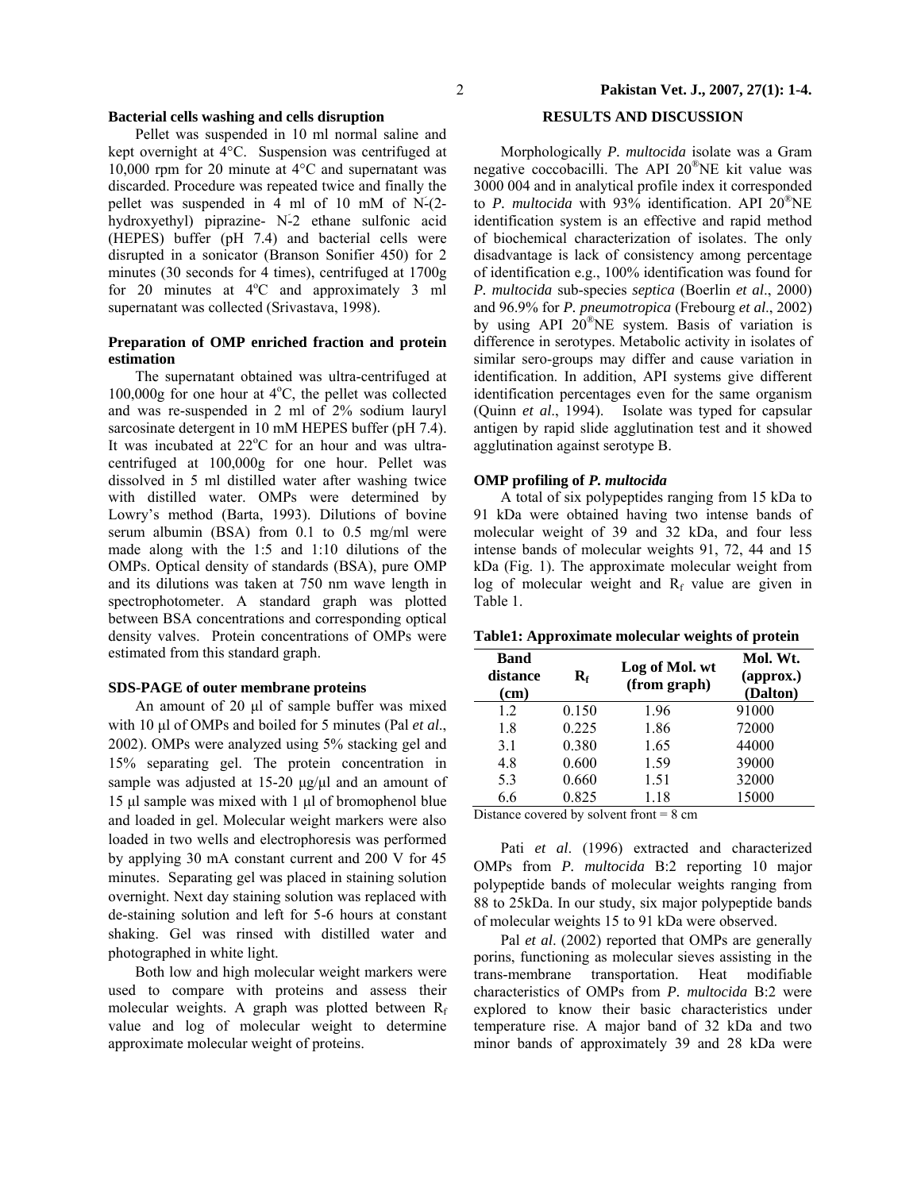**Bacterial cells washing and cells disruption**

Pellet was suspended in 10 ml normal saline and kept overnight at 4°C. Suspension was centrifuged at 10,000 rpm for 20 minute at 4°C and supernatant was discarded. Procedure was repeated twice and finally the pellet was suspended in 4 ml of 10 mM of N-(2-hydroxyethyl) piprazine- N-2 ethane sulfonic acid (HEPES) buffer (pH 7.4) and bacterial cells were disrupted in a sonicator (Branson Sonifier 450) for 2 minutes (30 seconds for 4 times), centrifuged at 1700g for 20 minutes at 4°C and approximately 3 ml supernatant was collected (Srivastava, 1998).

**Preparation of OMP enriched fraction and protein estimation**

The supernatant obtained was ultra-centrifuged at 100,000g for one hour at 4°C, the pellet was collected and was re-suspended in 2 ml of 2% sodium lauryl sarcosinate detergent in 10 mM HEPES buffer (pH 7.4). It was incubated at 22°C for an hour and was ultra-centrifuged at 100,000g for one hour. Pellet was dissolved in 5 ml distilled water after washing twice with distilled water. OMPs were determined by Lowry's method (Barta, 1993). Dilutions of bovine serum albumin (BSA) from 0.1 to 0.5 mg/ml were made along with the 1:5 and 1:10 dilutions of the OMPs. Optical density of standards (BSA), pure OMP and its dilutions was taken at 750 nm wave length in spectrophotometer. A standard graph was plotted between BSA concentrations and corresponding optical density valves. Protein concentrations of OMPs were estimated from this standard graph.

**SDS-PAGE of outer membrane proteins**

An amount of 20 µl of sample buffer was mixed with 10 µl of OMPs and boiled for 5 minutes (Pal *et al*., 2002). OMPs were analyzed using 5% stacking gel and 15% separating gel. The protein concentration in sample was adjusted at 15-20 µg/µl and an amount of 15 µl sample was mixed with 1 µl of bromophenol blue and loaded in gel. Molecular weight markers were also loaded in two wells and electrophoresis was performed by applying 30 mA constant current and 200 V for 45 minutes. Separating gel was placed in staining solution overnight. Next day staining solution was replaced with de-staining solution and left for 5-6 hours at constant shaking. Gel was rinsed with distilled water and photographed in white light.

Both low and high molecular weight markers were used to compare with proteins and assess their molecular weights. A graph was plotted between $R_f$ value and log of molecular weight to determine approximate molecular weight of proteins.

**RESULTS AND DISCUSSION**

Morphologically *P. multocida* isolate was a Gram negative coccobacilli. The API 20®NE kit value was 3000 004 and in analytical profile index it corresponded to *P. multocida* with 93% identification. API 20®NE identification system is an effective and rapid method of biochemical characterization of isolates. The only disadvantage is lack of consistency among percentage of identification e.g., 100% identification was found for *P. multocida* sub-species *septica* (Boerlin *et al*., 2000) and 96.9% for *P. pneumotropica* (Frebourg *et al*., 2002) by using API 20®NE system. Basis of variation is difference in serotypes. Metabolic activity in isolates of similar sero-groups may differ and cause variation in identification. In addition, API systems give different identification percentages even for the same organism (Quinn *et al*., 1994). Isolate was typed for capsular antigen by rapid slide agglutination test and it showed agglutination against serotype B.

**OMP profiling of *P. multocida***

A total of six polypeptides ranging from 15 kDa to 91 kDa were obtained having two intense bands of molecular weight of 39 and 32 kDa, and four less intense bands of molecular weights 91, 72, 44 and 15 kDa (Fig. 1). The approximate molecular weight from log of molecular weight and $R_f$ value are given in Table 1.

**Table1: Approximate molecular weights of protein**

| Band distance (cm) | $R_f$ | Log of Mol. wt (from graph) | Mol. Wt. (approx.) (Dalton) |
|---|---|---|---|
| 1.2 | 0.150 | 1.96 | 91000 |
| 1.8 | 0.225 | 1.86 | 72000 |
| 3.1 | 0.380 | 1.65 | 44000 |
| 4.8 | 0.600 | 1.59 | 39000 |
| 5.3 | 0.660 | 1.51 | 32000 |
| 6.6 | 0.825 | 1.18 | 15000 |

Distance covered by solvent front = 8 cm

Pati *et al*. (1996) extracted and characterized OMPs from *P. multocida* B:2 reporting 10 major polypeptide bands of molecular weights ranging from 88 to 25kDa. In our study, six major polypeptide bands of molecular weights 15 to 91 kDa were observed.

Pal *et al*. (2002) reported that OMPs are generally porins, functioning as molecular sieves assisting in the trans-membrane transportation. Heat modifiable characteristics of OMPs from *P. multocida* B:2 were explored to know their basic characteristics under temperature rise. A major band of 32 kDa and two minor bands of approximately 39 and 28 kDa were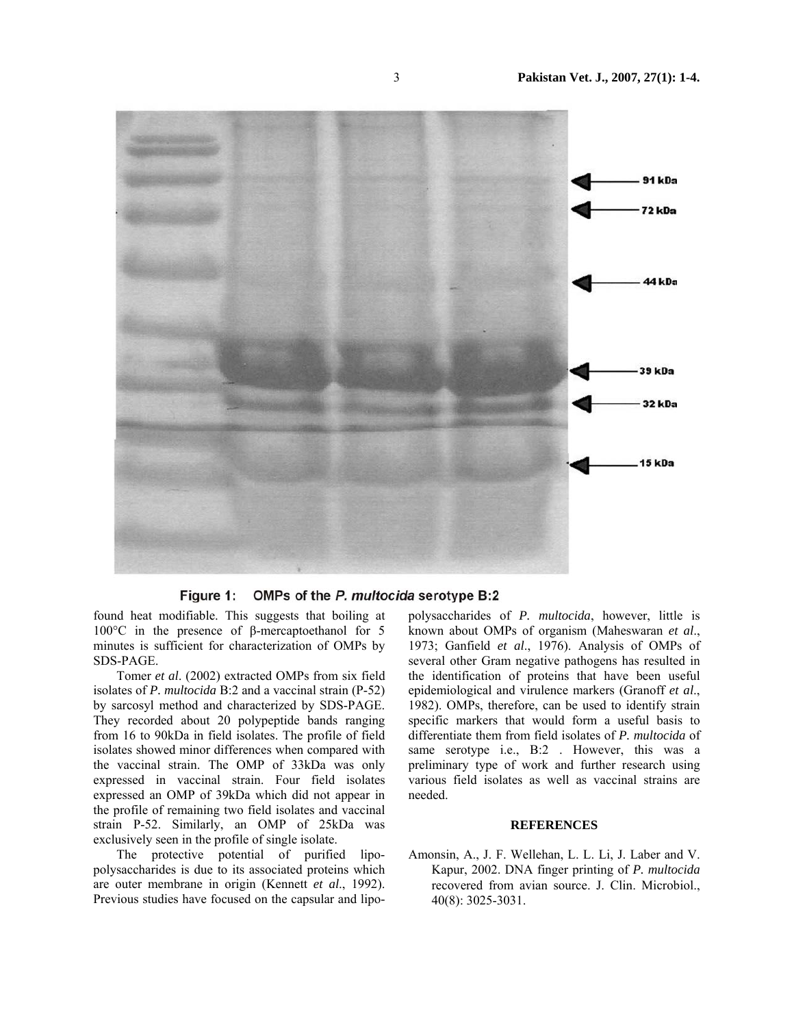Figure 1: OMPs of the *P. multocida* serotype B:2

found heat modifiable. This suggests that boiling at 100°C in the presence of β-mercaptoethanol for 5 minutes is sufficient for characterization of OMPs by SDS-PAGE.

Tomer *et al*. (2002) extracted OMPs from six field isolates of *P. multocida* B:2 and a vaccinal strain (P-52) by sarcosyl method and characterized by SDS-PAGE. They recorded about 20 polypeptide bands ranging from 16 to 90kDa in field isolates. The profile of field isolates showed minor differences when compared with the vaccinal strain. The OMP of 33kDa was only expressed in vaccinal strain. Four field isolates expressed an OMP of 39kDa which did not appear in the profile of remaining two field isolates and vaccinal strain P-52. Similarly, an OMP of 25kDa was exclusively seen in the profile of single isolate.

The protective potential of purified lipopolysaccharides is due to its associated proteins which are outer membrane in origin (Kennett *et al*., 1992). Previous studies have focused on the capsular and lipopolysaccharides of *P. multocida*, however, little is known about OMPs of organism (Maheswaran *et al*., 1973; Ganfield *et al*., 1976). Analysis of OMPs of several other Gram negative pathogens has resulted in the identification of proteins that have been useful epidemiological and virulence markers (Granoff *et al*., 1982). OMPs, therefore, can be used to identify strain specific markers that would form a useful basis to differentiate them from field isolates of *P. multocida* of same serotype i.e., B:2 . However, this was a preliminary type of work and further research using various field isolates as well as vaccinal strains are needed.

## REFERENCES

Amonsin, A., J. F. Wellehan, L. L. Li, J. Laber and V. Kapur, 2002. DNA finger printing of *P. multocida* recovered from avian source. J. Clin. Microbiol., 40(8): 3025-3031.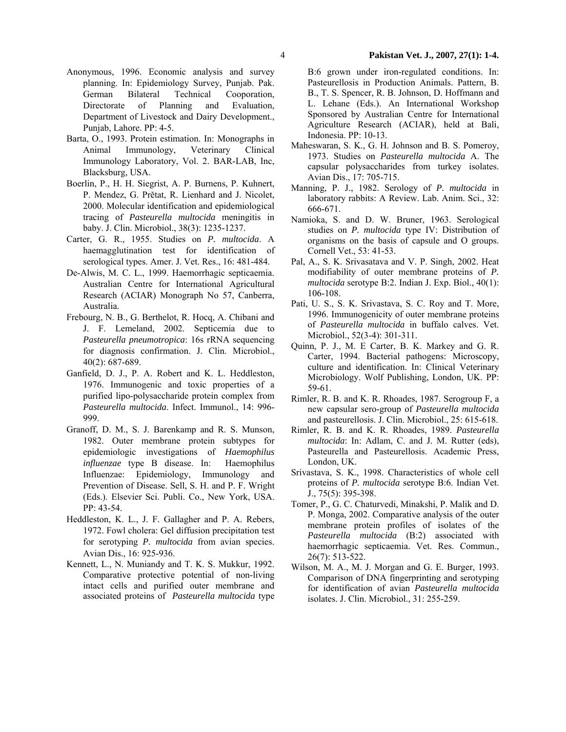Anonymous, 1996. Economic analysis and survey planning. In: Epidemiology Survey, Punjab. Pak. German Bilateral Technical Cooporation, Directorate of Planning and Evaluation, Department of Livestock and Dairy Development., Punjab, Lahore. PP: 4-5.

Barta, O., 1993. Protein estimation. In: Monographs in Animal Immunology, Veterinary Clinical Immunology Laboratory, Vol. 2. BAR-LAB, Inc, Blacksburg, USA.

Boerlin, P., H. H. Siegrist, A. P. Burnens, P. Kuhnert, P. Mendez, G. Prětat, R. Lienhard and J. Nicolet, 2000. Molecular identification and epidemiological tracing of *Pasteurella multocida* meningitis in baby. J. Clin. Microbiol., 38(3): 1235-1237.

Carter, G. R., 1955. Studies on *P. multocida*. A haemagglutination test for identification of serological types. Amer. J. Vet. Res., 16: 481-484.

De-Alwis, M. C. L., 1999. Haemorrhagic septicaemia. Australian Centre for International Agricultural Research (ACIAR) Monograph No 57, Canberra, Australia.

Frebourg, N. B., G. Berthelot, R. Hocq, A. Chibani and J. F. Lemeland, 2002. Septicemia due to *Pasteurella pneumotropica*: 16s rRNA sequencing for diagnosis confirmation. J. Clin. Microbiol., 40(2): 687-689.

Ganfield, D. J., P. A. Robert and K. L. Heddleston, 1976. Immunogenic and toxic properties of a purified lipo-polysaccharide protein complex from *Pasteurella multocida*. Infect. Immunol., 14: 996-999.

Granoff, D. M., S. J. Barenkamp and R. S. Munson, 1982. Outer membrane protein subtypes for epidemiologic investigations of *Haemophilus influenzae* type B disease. In: Haemophilus Influenzae: Epidemiology, Immunology and Prevention of Disease. Sell, S. H. and P. F. Wright (Eds.). Elsevier Sci. Publi. Co., New York, USA. PP: 43-54.

Heddleston, K. L., J. F. Gallagher and P. A. Rebers, 1972. Fowl cholera: Gel diffusion precipitation test for serotyping *P. multocida* from avian species. Avian Dis., 16: 925-936.

Kennett, L., N. Muniandy and T. K. S. Mukkur, 1992. Comparative protective potential of non-living intact cells and purified outer membrane and associated proteins of *Pasteurella multocida* type B:6 grown under iron-regulated conditions. In: Pasteurellosis in Production Animals. Pattern, B. B., T. S. Spencer, R. B. Johnson, D. Hoffmann and L. Lehane (Eds.). An International Workshop Sponsored by Australian Centre for International Agriculture Research (ACIAR), held at Bali, Indonesia. PP: 10-13.

Maheswaran, S. K., G. H. Johnson and B. S. Pomeroy, 1973. Studies on *Pasteurella multocida* A. The capsular polysaccharides from turkey isolates. Avian Dis., 17: 705-715.

Manning, P. J., 1982. Serology of *P. multocida* in laboratory rabbits: A Review. Lab. Anim. Sci., 32: 666-671.

Namioka, S. and D. W. Bruner, 1963. Serological studies on *P. multocida* type IV: Distribution of organisms on the basis of capsule and O groups. Cornell Vet., 53: 41-53.

Pal, A., S. K. Srivasatava and V. P. Singh, 2002. Heat modifiability of outer membrane proteins of *P. multocida* serotype B:2. Indian J. Exp. Biol., 40(1): 106-108.

Pati, U. S., S. K. Srivastava, S. C. Roy and T. More, 1996. Immunogenicity of outer membrane proteins of *Pasteurella multocida* in buffalo calves. Vet. Microbiol., 52(3-4): 301-311.

Quinn, P. J., M. E Carter, B. K. Markey and G. R. Carter, 1994. Bacterial pathogens: Microscopy, culture and identification. In: Clinical Veterinary Microbiology. Wolf Publishing, London, UK. PP: 59-61.

Rimler, R. B. and K. R. Rhoades, 1987. Serogroup F, a new capsular sero-group of *Pasteurella multocida* and pasteurellosis. J. Clin. Microbiol., 25: 615-618.

Rimler, R. B. and K. R. Rhoades, 1989. *Pasteurella multocida*: In: Adlam, C. and J. M. Rutter (eds), Pasteurella and Pasteurellosis. Academic Press, London, UK.

Srivastava, S. K., 1998. Characteristics of whole cell proteins of *P. multocida* serotype B:6. Indian Vet. J., 75(5): 395-398.

Tomer, P., G. C. Chaturvedi, Minakshi, P. Malik and D. P. Monga, 2002. Comparative analysis of the outer membrane protein profiles of isolates of the *Pasteurella multocida* (B:2) associated with haemorrhagic septicaemia. Vet. Res. Commun., 26(7): 513-522.

Wilson, M. A., M. J. Morgan and G. E. Burger, 1993. Comparison of DNA fingerprinting and serotyping for identification of avian *Pasteurella multocida* isolates. J. Clin. Microbiol., 31: 255-259.